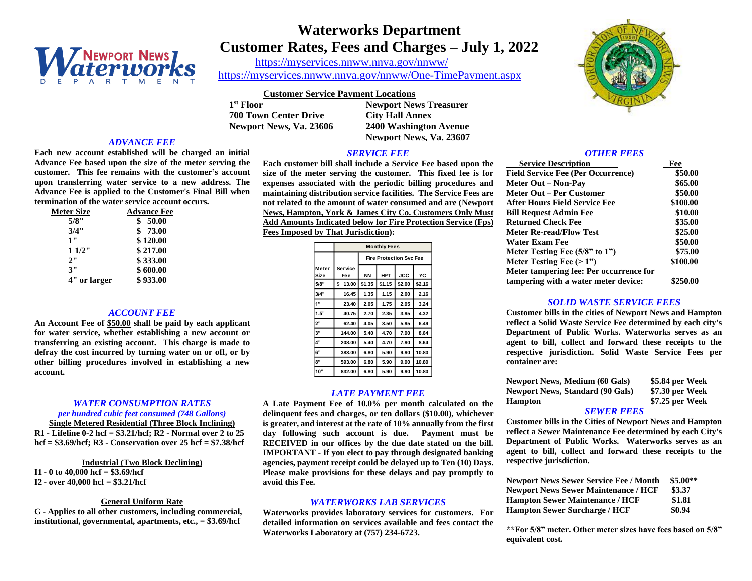# Waterworks Department
# Customer Rates, Fees and Charges – July 1, 2022

https://myservices.nnww.nnva.gov/nnww/

https://myservices.nnww.nnva.gov/nnww/One-TimePayment.aspx

**Customer Service Payment Locations**

| | |
|---|---|
| **1st Floor** | **Newport News Treasurer** |
| **700 Town Center Drive** | **City Hall Annex** |
| **Newport News, Va. 23606** | **2400 Washington Avenue** |
| | **Newport News, Va. 23607** |

## *ADVANCE FEE*

**Each new account established will be charged an initial Advance Fee based upon the size of the meter serving the customer. This fee remains with the customer's account upon transferring water service to a new address. The Advance Fee is applied to the Customer's Final Bill when termination of the water service account occurs.**

| Meter Size | Advance Fee |
|---|---|
| 5/8" | $ 50.00 |
| 3/4" | $ 73.00 |
| 1" | $ 120.00 |
| 1 1/2" | $ 217.00 |
| 2" | $ 333.00 |
| 3" | $ 600.00 |
| 4" or larger | $ 933.00 |

## *ACCOUNT FEE*

**An Account Fee of $50.00 shall be paid by each applicant for water service, whether establishing a new account or transferring an existing account. This charge is made to defray the cost incurred by turning water on or off, or by other billing procedures involved in establishing a new account.**

## *WATER CONSUMPTION RATES*

***per hundred cubic feet consumed (748 Gallons)***

**Single Metered Residential (Three Block Inclining)**

**R1 - Lifeline 0-2 hcf = $3.21/hcf; R2 - Normal over 2 to 25 hcf = $3.69/hcf; R3 - Conservation over 25 hcf = $7.38/hcf**

**Industrial (Two Block Declining)**

**I1 - 0 to 40,000 hcf = $3.69/hcf**

**I2 - over 40,000 hcf = $3.21/hcf**

**General Uniform Rate**

**G - Applies to all other customers, including commercial, institutional, governmental, apartments, etc., = $3.69/hcf**

## *SERVICE FEE*

**Each customer bill shall include a Service Fee based upon the size of the meter serving the customer. This fixed fee is for expenses associated with the periodic billing procedures and maintaining distribution service facilities. The Service Fees are not related to the amount of water consumed and are (Newport News, Hampton, York & James City Co. Customers Only Must Add Amounts Indicated below for Fire Protection Service (Fps) Fees Imposed by That Jurisdiction):**

| | Monthly Fees | | | | |
|---|---|---|---|---|---|
| | | Fire Protection Svc Fee | | | |
| Meter Size | Service Fee | NN | HPT | JCC | YC |
| 5/8" | $ 13.00 | $1.35 | $1.15 | $2.00 | $2.16 |
| 3/4" | 16.45 | 1.35 | 1.15 | 2.00 | 2.16 |
| 1" | 23.40 | 2.05 | 1.75 | 2.95 | 3.24 |
| 1.5" | 40.75 | 2.70 | 2.35 | 3.95 | 4.32 |
| 2" | 62.40 | 4.05 | 3.50 | 5.95 | 6.49 |
| 3" | 144.00 | 5.40 | 4.70 | 7.90 | 8.64 |
| 4" | 208.00 | 5.40 | 4.70 | 7.90 | 8.64 |
| 6" | 383.00 | 6.80 | 5.90 | 9.90 | 10.80 |
| 8" | 593.00 | 6.80 | 5.90 | 9.90 | 10.80 |
| 10" | 832.00 | 6.80 | 5.90 | 9.90 | 10.80 |

## *LATE PAYMENT FEE*

**A Late Payment Fee of 10.0% per month calculated on the delinquent fees and charges, or ten dollars ($10.00), whichever is greater, and interest at the rate of 10% annually from the first day following such account is due. Payment must be RECEIVED in our offices by the due date stated on the bill. IMPORTANT - If you elect to pay through designated banking agencies, payment receipt could be delayed up to Ten (10) Days. Please make provisions for these delays and pay promptly to avoid this Fee.**

## *WATERWORKS LAB SERVICES*

**Waterworks provides laboratory services for customers. For detailed information on services available and fees contact the Waterworks Laboratory at (757) 234-6723.**

## *OTHER FEES*

| Service Description | Fee |
|---|---|
| Field Service Fee (Per Occurrence) | $50.00 |
| Meter Out – Non-Pay | $65.00 |
| Meter Out – Per Customer | $50.00 |
| After Hours Field Service Fee | $100.00 |
| Bill Request Admin Fee | $10.00 |
| Returned Check Fee | $35.00 |
| Meter Re-read/Flow Test | $25.00 |
| Water Exam Fee | $50.00 |
| Meter Testing Fee (5/8" to 1") | $75.00 |
| Meter Testing Fee (> 1") | $100.00 |
| Meter tampering fee: Per occurrence for tampering with a water meter device: | $250.00 |

## *SOLID WASTE SERVICE FEES*

**Customer bills in the cities of Newport News and Hampton reflect a Solid Waste Service Fee determined by each city's Department of Public Works. Waterworks serves as an agent to bill, collect and forward these receipts to the respective jurisdiction. Solid Waste Service Fees per container are:**

| | |
|---|---|
| Newport News, Medium (60 Gals) | $5.84 per Week |
| Newport News, Standard (90 Gals) | $7.30 per Week |
| Hampton | $7.25 per Week |

## *SEWER FEES*

**Customer bills in the Cities of Newport News and Hampton reflect a Sewer Maintenance Fee determined by each City's Department of Public Works. Waterworks serves as an agent to bill, collect and forward these receipts to the respective jurisdiction.**

| | |
|---|---|
| Newport News Sewer Service Fee / Month | $5.00** |
| Newport News Sewer Maintenance / HCF | $3.37 |
| Hampton Sewer Maintenance / HCF | $1.81 |
| Hampton Sewer Surcharge / HCF | $0.94 |

**\*\*For 5/8" meter. Other meter sizes have fees based on 5/8" equivalent cost.**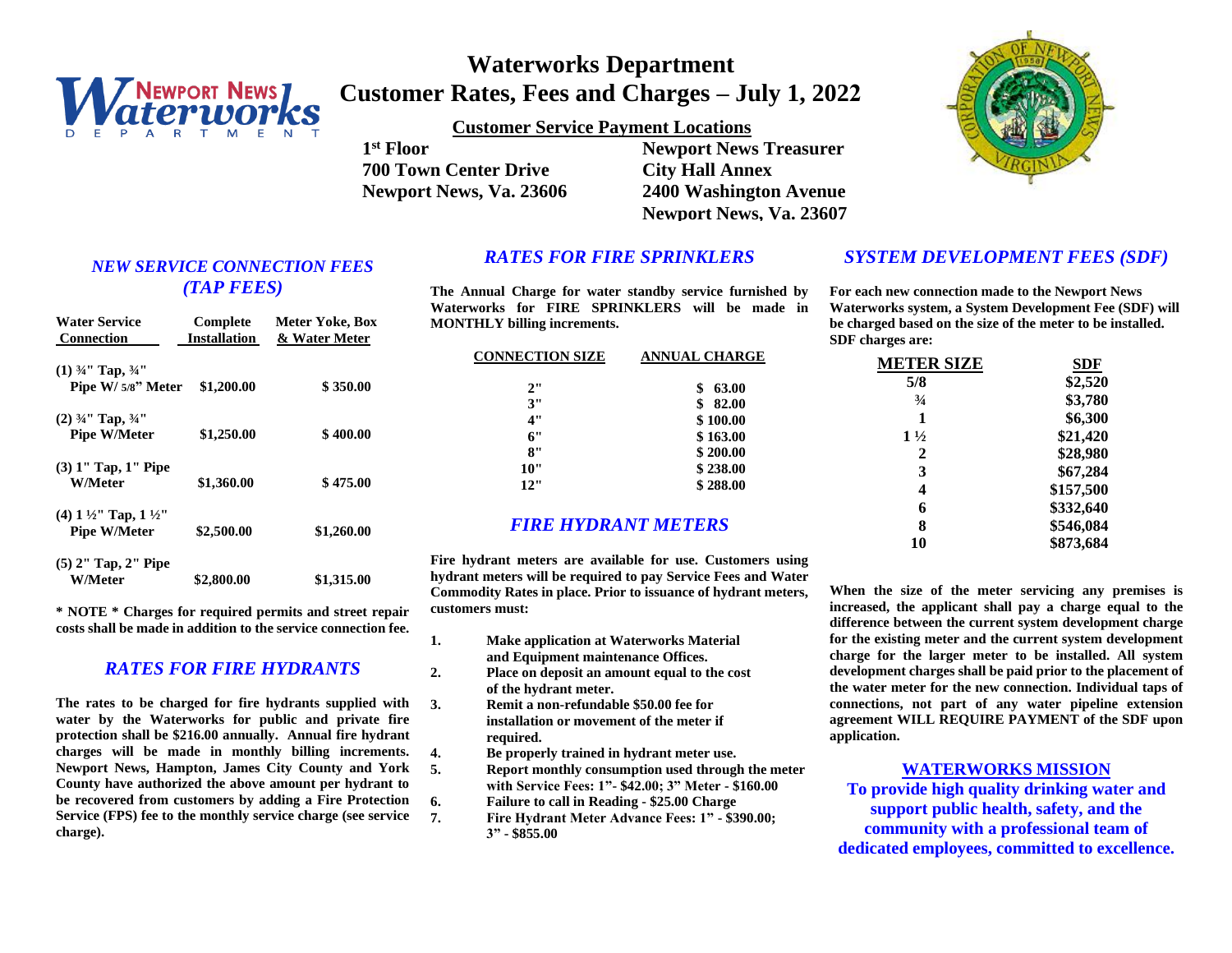# Waterworks Department

# Customer Rates, Fees and Charges – July 1, 2022

**Customer Service Payment Locations**

**1st Floor**
**700 Town Center Drive**
**Newport News, Va. 23606**

**Newport News Treasurer**
**City Hall Annex**
**2400 Washington Avenue**
**Newport News, Va. 23607**

## *NEW SERVICE CONNECTION FEES (TAP FEES)*

| Water Service Connection | Complete Installation | Meter Yoke, Box & Water Meter |
|---|---|---|
| (1) ¾" Tap, ¾" Pipe W/ 5/8" Meter | $1,200.00 | $ 350.00 |
| (2) ¾" Tap, ¾" Pipe W/Meter | $1,250.00 | $ 400.00 |
| (3) 1" Tap, 1" Pipe W/Meter | $1,360.00 | $ 475.00 |
| (4) 1 ½" Tap, 1 ½" Pipe W/Meter | $2,500.00 | $1,260.00 |
| (5) 2" Tap, 2" Pipe W/Meter | $2,800.00 | $1,315.00 |

**\* NOTE \* Charges for required permits and street repair costs shall be made in addition to the service connection fee.**

## *RATES FOR FIRE HYDRANTS*

**The rates to be charged for fire hydrants supplied with water by the Waterworks for public and private fire protection shall be $216.00 annually. Annual fire hydrant charges will be made in monthly billing increments. Newport News, Hampton, James City County and York County have authorized the above amount per hydrant to be recovered from customers by adding a Fire Protection Service (FPS) fee to the monthly service charge (see service charge).**

## *RATES FOR FIRE SPRINKLERS*

**The Annual Charge for water standby service furnished by Waterworks for FIRE SPRINKLERS will be made in MONTHLY billing increments.**

| CONNECTION SIZE | ANNUAL CHARGE |
|---|---|
| 2" | $ 63.00 |
| 3" | $ 82.00 |
| 4" | $ 100.00 |
| 6" | $ 163.00 |
| 8" | $ 200.00 |
| 10" | $ 238.00 |
| 12" | $ 288.00 |

## *FIRE HYDRANT METERS*

**Fire hydrant meters are available for use. Customers using hydrant meters will be required to pay Service Fees and Water Commodity Rates in place. Prior to issuance of hydrant meters, customers must:**

1. **Make application at Waterworks Material and Equipment maintenance Offices.**
2. **Place on deposit an amount equal to the cost of the hydrant meter.**
3. **Remit a non-refundable $50.00 fee for installation or movement of the meter if required.**
4. **Be properly trained in hydrant meter use.**
5. **Report monthly consumption used through the meter with Service Fees: 1"- $42.00; 3" Meter - $160.00**
6. **Failure to call in Reading - $25.00 Charge**
7. **Fire Hydrant Meter Advance Fees: 1" - $390.00; 3" - $855.00**

## *SYSTEM DEVELOPMENT FEES (SDF)*

**For each new connection made to the Newport News Waterworks system, a System Development Fee (SDF) will be charged based on the size of the meter to be installed. SDF charges are:**

| METER SIZE | SDF |
|---|---|
| 5/8 | $2,520 |
| ¾ | $3,780 |
| 1 | $6,300 |
| 1 ½ | $21,420 |
| 2 | $28,980 |
| 3 | $67,284 |
| 4 | $157,500 |
| 6 | $332,640 |
| 8 | $546,084 |
| 10 | $873,684 |

**When the size of the meter servicing any premises is increased, the applicant shall pay a charge equal to the difference between the current system development charge for the existing meter and the current system development charge for the larger meter to be installed. All system development charges shall be paid prior to the placement of the water meter for the new connection. Individual taps of connections, not part of any water pipeline extension agreement WILL REQUIRE PAYMENT of the SDF upon application.**

### WATERWORKS MISSION

**To provide high quality drinking water and support public health, safety, and the community with a professional team of dedicated employees, committed to excellence.**